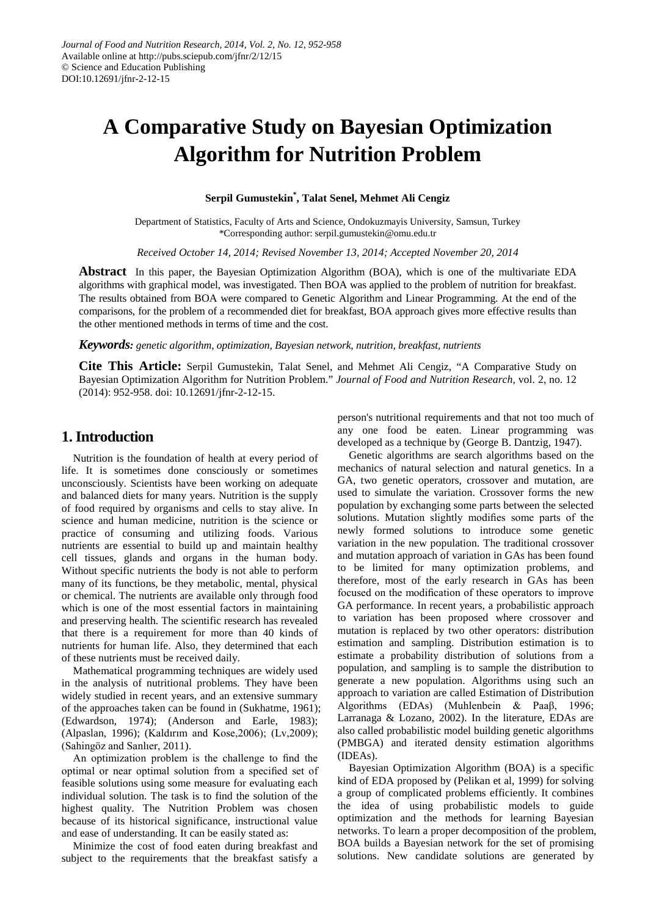Journal of Food and Nutrition Research, 2014, Vol. 2, No. 12, 952-958
Available online at http://pubs.sciepub.com/jfnr/2/12/15
© Science and Education Publishing
DOI:10.12691/jfnr-2-12-15

# A Comparative Study on Bayesian Optimization Algorithm for Nutrition Problem

**Serpil Gumustekin[*], Talat Senel, Mehmet Ali Cengiz**

Department of Statistics, Faculty of Arts and Science, Ondokuzmayis University, Samsun, Turkey
*Corresponding author: serpil.gumustekin@omu.edu.tr

*Received October 14, 2014; Revised November 13, 2014; Accepted November 20, 2014*

**Abstract** In this paper, the Bayesian Optimization Algorithm (BOA), which is one of the multivariate EDA algorithms with graphical model, was investigated. Then BOA was applied to the problem of nutrition for breakfast. The results obtained from BOA were compared to Genetic Algorithm and Linear Programming. At the end of the comparisons, for the problem of a recommended diet for breakfast, BOA approach gives more effective results than the other mentioned methods in terms of time and the cost.

***Keywords:*** *genetic algorithm, optimization, Bayesian network, nutrition, breakfast, nutrients*

**Cite This Article:** Serpil Gumustekin, Talat Senel, and Mehmet Ali Cengiz, "A Comparative Study on Bayesian Optimization Algorithm for Nutrition Problem." *Journal of Food and Nutrition Research*, vol. 2, no. 12 (2014): 952-958. doi: 10.12691/jfnr-2-12-15.

## 1. Introduction

Nutrition is the foundation of health at every period of life. It is sometimes done consciously or sometimes unconsciously. Scientists have been working on adequate and balanced diets for many years. Nutrition is the supply of food required by organisms and cells to stay alive. In science and human medicine, nutrition is the science or practice of consuming and utilizing foods. Various nutrients are essential to build up and maintain healthy cell tissues, glands and organs in the human body. Without specific nutrients the body is not able to perform many of its functions, be they metabolic, mental, physical or chemical. The nutrients are available only through food which is one of the most essential factors in maintaining and preserving health. The scientific research has revealed that there is a requirement for more than 40 kinds of nutrients for human life. Also, they determined that each of these nutrients must be received daily.

Mathematical programming techniques are widely used in the analysis of nutritional problems. They have been widely studied in recent years, and an extensive summary of the approaches taken can be found in (Sukhatme, 1961); (Edwardson, 1974); (Anderson and Earle, 1983); (Alpaslan, 1996); (Kaldırım and Kose,2006); (Lv,2009); (Sahingöz and Sanlıer, 2011).

An optimization problem is the challenge to find the optimal or near optimal solution from a specified set of feasible solutions using some measure for evaluating each individual solution. The task is to find the solution of the highest quality. The Nutrition Problem was chosen because of its historical significance, instructional value and ease of understanding. It can be easily stated as:

Minimize the cost of food eaten during breakfast and subject to the requirements that the breakfast satisfy a person's nutritional requirements and that not too much of any one food be eaten. Linear programming was developed as a technique by (George B. Dantzig, 1947).

Genetic algorithms are search algorithms based on the mechanics of natural selection and natural genetics. In a GA, two genetic operators, crossover and mutation, are used to simulate the variation. Crossover forms the new population by exchanging some parts between the selected solutions. Mutation slightly modifies some parts of the newly formed solutions to introduce some genetic variation in the new population. The traditional crossover and mutation approach of variation in GAs has been found to be limited for many optimization problems, and therefore, most of the early research in GAs has been focused on the modification of these operators to improve GA performance. In recent years, a probabilistic approach to variation has been proposed where crossover and mutation is replaced by two other operators: distribution estimation and sampling. Distribution estimation is to estimate a probability distribution of solutions from a population, and sampling is to sample the distribution to generate a new population. Algorithms using such an approach to variation are called Estimation of Distribution Algorithms (EDAs) (Muhlenbein & Paaβ, 1996; Larranaga & Lozano, 2002). In the literature, EDAs are also called probabilistic model building genetic algorithms (PMBGA) and iterated density estimation algorithms (IDEAs).

Bayesian Optimization Algorithm (BOA) is a specific kind of EDA proposed by (Pelikan et al, 1999) for solving a group of complicated problems efficiently. It combines the idea of using probabilistic models to guide optimization and the methods for learning Bayesian networks. To learn a proper decomposition of the problem, BOA builds a Bayesian network for the set of promising solutions. New candidate solutions are generated by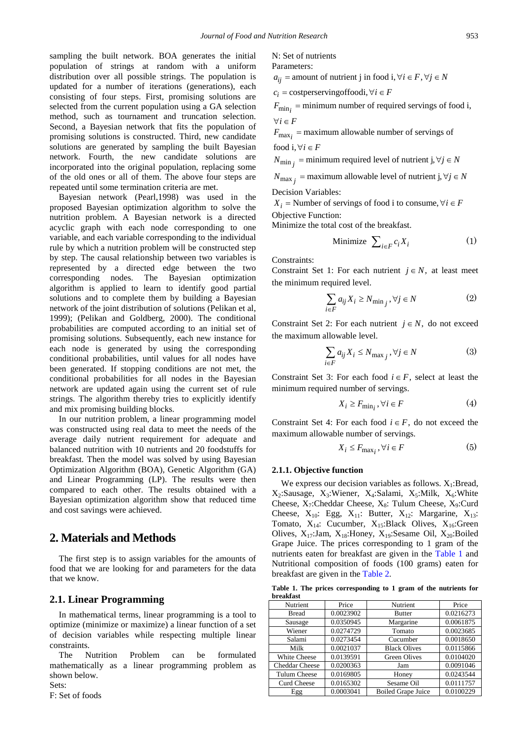sampling the built network. BOA generates the initial population of strings at random with a uniform distribution over all possible strings. The population is updated for a number of iterations (generations), each consisting of four steps. First, promising solutions are selected from the current population using a GA selection method, such as tournament and truncation selection. Second, a Bayesian network that fits the population of promising solutions is constructed. Third, new candidate solutions are generated by sampling the built Bayesian network. Fourth, the new candidate solutions are incorporated into the original population, replacing some of the old ones or all of them. The above four steps are repeated until some termination criteria are met.

Bayesian network (Pearl,1998) was used in the proposed Bayesian optimization algorithm to solve the nutrition problem. A Bayesian network is a directed acyclic graph with each node corresponding to one variable, and each variable corresponding to the individual rule by which a nutrition problem will be constructed step by step. The causal relationship between two variables is represented by a directed edge between the two corresponding nodes. The Bayesian optimization algorithm is applied to learn to identify good partial solutions and to complete them by building a Bayesian network of the joint distribution of solutions (Pelikan et al, 1999); (Pelikan and Goldberg, 2000). The conditional probabilities are computed according to an initial set of promising solutions. Subsequently, each new instance for each node is generated by using the corresponding conditional probabilities, until values for all nodes have been generated. If stopping conditions are not met, the conditional probabilities for all nodes in the Bayesian network are updated again using the current set of rule strings. The algorithm thereby tries to explicitly identify and mix promising building blocks.

In our nutrition problem, a linear programming model was constructed using real data to meet the needs of the average daily nutrient requirement for adequate and balanced nutrition with 10 nutrients and 20 foodstuffs for breakfast. Then the model was solved by using Bayesian Optimization Algorithm (BOA), Genetic Algorithm (GA) and Linear Programming (LP). The results were then compared to each other. The results obtained with a Bayesian optimization algorithm show that reduced time and cost savings were achieved.

# 2. Materials and Methods

The first step is to assign variables for the amounts of food that we are looking for and parameters for the data that we know.

## 2.1. Linear Programming

In mathematical terms, linear programming is a tool to optimize (minimize or maximize) a linear function of a set of decision variables while respecting multiple linear constraints.

The Nutrition Problem can be formulated mathematically as a linear programming problem as shown below.

Sets:

F: Set of foods

N: Set of nutrients

Parameters:

$a_{ij}$ = amount of nutrient j in food i, $\forall i \in F, \forall j \in N$

$c_i$ = costperservingoffoodi, $\forall i \in F$

$F_{\min_i}$ = minimum number of required servings of food i, $\forall i \in F$

$F_{\max_i}$ = maximum allowable number of servings of food i, $\forall i \in F$

$N_{\min_j}$ = minimum required level of nutrient j, $\forall j \in N$

$N_{\max_j}$ = maximum allowable level of nutrient j, $\forall j \in N$

Decision Variables:

$X_i$ = Number of servings of food i to consume, $\forall i \in F$

Objective Function:

Minimize the total cost of the breakfast.

$$\text{Minimize } \sum_{i \in F} c_i X_i \tag{1}$$

Constraints:

Constraint Set 1: For each nutrient $j \in N$, at least meet the minimum required level.

$$\sum_{i \in F} a_{ij} X_i \geq N_{\min_j}, \forall j \in N \tag{2}$$

Constraint Set 2: For each nutrient $j \in N$, do not exceed the maximum allowable level.

$$\sum_{i \in F} a_{ij} X_i \leq N_{\max_j}, \forall j \in N \tag{3}$$

Constraint Set 3: For each food $i \in F$, select at least the minimum required number of servings.

$$X_i \geq F_{\min_i}, \forall i \in F \tag{4}$$

Constraint Set 4: For each food $i \in F$, do not exceed the maximum allowable number of servings.

$$X_i \leq F_{\max_i}, \forall i \in F \tag{5}$$

### 2.1.1. Objective function

We express our decision variables as follows. $X_1$:Bread, $X_2$:Sausage, $X_3$:Wiener, $X_4$:Salami, $X_5$:Milk, $X_6$:White Cheese, $X_7$:Cheddar Cheese, $X_8$: Tulum Cheese, $X_9$:Curd Cheese, $X_{10}$: Egg, $X_{11}$: Butter, $X_{12}$: Margarine, $X_{13}$: Tomato, $X_{14}$: Cucumber, $X_{15}$:Black Olives, $X_{16}$:Green Olives, $X_{17}$:Jam, $X_{18}$:Honey, $X_{19}$:Sesame Oil, $X_{20}$:Boiled Grape Juice. The prices corresponding to 1 gram of the nutrients eaten for breakfast are given in the Table 1 and Nutritional composition of foods (100 grams) eaten for breakfast are given in the Table 2.

**Table 1. The prices corresponding to 1 gram of the nutrients for breakfast**

| Nutrient | Price | Nutrient | Price |
|---|---|---|---|
| Bread | 0.0023902 | Butter | 0.0216273 |
| Sausage | 0.0350945 | Margarine | 0.0061875 |
| Wiener | 0.0274729 | Tomato | 0.0023685 |
| Salami | 0.0273454 | Cucumber | 0.0018650 |
| Milk | 0.0021037 | Black Olives | 0.0115866 |
| White Cheese | 0.0139591 | Green Olives | 0.0104020 |
| Cheddar Cheese | 0.0200363 | Jam | 0.0091046 |
| Tulum Cheese | 0.0169805 | Honey | 0.0243544 |
| Curd Cheese | 0.0165302 | Sesame Oil | 0.0111757 |
| Egg | 0.0003041 | Boiled Grape Juice | 0.0100229 |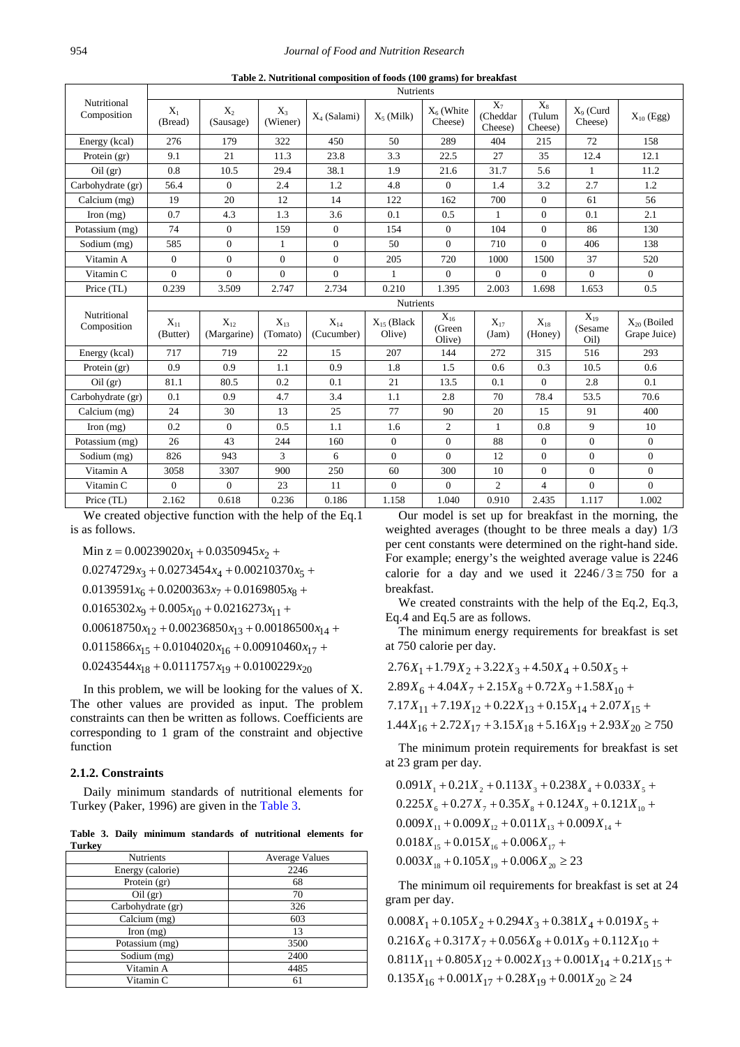**Table 2. Nutritional composition of foods (100 grams) for breakfast**

| Nutritional Composition | Nutrients | | | | | | | | | |
|---|---|---|---|---|---|---|---|---|---|---|
| | $X_1$ (Bread) | $X_2$ (Sausage) | $X_3$ (Wiener) | $X_4$ (Salami) | $X_5$ (Milk) | $X_6$ (White Cheese) | $X_7$ (Cheddar Cheese) | $X_8$ (Tulum Cheese) | $X_9$ (Curd Cheese) | $X_{10}$ (Egg) |
| Energy (kcal) | 276 | 179 | 322 | 450 | 50 | 289 | 404 | 215 | 72 | 158 |
| Protein (gr) | 9.1 | 21 | 11.3 | 23.8 | 3.3 | 22.5 | 27 | 35 | 12.4 | 12.1 |
| Oil (gr) | 0.8 | 10.5 | 29.4 | 38.1 | 1.9 | 21.6 | 31.7 | 5.6 | 1 | 11.2 |
| Carbohydrate (gr) | 56.4 | 0 | 2.4 | 1.2 | 4.8 | 0 | 1.4 | 3.2 | 2.7 | 1.2 |
| Calcium (mg) | 19 | 20 | 12 | 14 | 122 | 162 | 700 | 0 | 61 | 56 |
| Iron (mg) | 0.7 | 4.3 | 1.3 | 3.6 | 0.1 | 0.5 | 1 | 0 | 0.1 | 2.1 |
| Potassium (mg) | 74 | 0 | 159 | 0 | 154 | 0 | 104 | 0 | 86 | 130 |
| Sodium (mg) | 585 | 0 | 1 | 0 | 50 | 0 | 710 | 0 | 406 | 138 |
| Vitamin A | 0 | 0 | 0 | 0 | 205 | 720 | 1000 | 1500 | 37 | 520 |
| Vitamin C | 0 | 0 | 0 | 0 | 1 | 0 | 0 | 0 | 0 | 0 |
| Price (TL) | 0.239 | 3.509 | 2.747 | 2.734 | 0.210 | 1.395 | 2.003 | 1.698 | 1.653 | 0.5 |
| Nutritional Composition | Nutrients | | | | | | | | | |
| | $X_{11}$ (Butter) | $X_{12}$ (Margarine) | $X_{13}$ (Tomato) | $X_{14}$ (Cucumber) | $X_{15}$ (Black Olive) | $X_{16}$ (Green Olive) | $X_{17}$ (Jam) | $X_{18}$ (Honey) | $X_{19}$ (Sesame Oil) | $X_{20}$ (Boiled Grape Juice) |
| Energy (kcal) | 717 | 719 | 22 | 15 | 207 | 144 | 272 | 315 | 516 | 293 |
| Protein (gr) | 0.9 | 0.9 | 1.1 | 0.9 | 1.8 | 1.5 | 0.6 | 0.3 | 10.5 | 0.6 |
| Oil (gr) | 81.1 | 80.5 | 0.2 | 0.1 | 21 | 13.5 | 0.1 | 0 | 2.8 | 0.1 |
| Carbohydrate (gr) | 0.1 | 0.9 | 4.7 | 3.4 | 1.1 | 2.8 | 70 | 78.4 | 53.5 | 70.6 |
| Calcium (mg) | 24 | 30 | 13 | 25 | 77 | 90 | 20 | 15 | 91 | 400 |
| Iron (mg) | 0.2 | 0 | 0.5 | 1.1 | 1.6 | 2 | 1 | 0.8 | 9 | 10 |
| Potassium (mg) | 26 | 43 | 244 | 160 | 0 | 0 | 88 | 0 | 0 | 0 |
| Sodium (mg) | 826 | 943 | 3 | 6 | 0 | 0 | 12 | 0 | 0 | 0 |
| Vitamin A | 3058 | 3307 | 900 | 250 | 60 | 300 | 10 | 0 | 0 | 0 |
| Vitamin C | 0 | 0 | 23 | 11 | 0 | 0 | 2 | 4 | 0 | 0 |
| Price (TL) | 2.162 | 0.618 | 0.236 | 0.186 | 1.158 | 1.040 | 0.910 | 2.435 | 1.117 | 1.002 |

We created objective function with the help of the Eq.1 is as follows.

$$
\begin{aligned}
&\text{Min } z = 0.00239020x_1 + 0.0350945x_2 + \\
&0.0274729x_3 + 0.0273454x_4 + 0.00210370x_5 + \\
&0.0139591x_6 + 0.0200363x_7 + 0.0169805x_8 + \\
&0.0165302x_9 + 0.005x_{10} + 0.0216273x_{11} + \\
&0.00618750x_{12} + 0.00236850x_{13} + 0.00186500x_{14} + \\
&0.0115866x_{15} + 0.0104020x_{16} + 0.00910460x_{17} + \\
&0.0243544x_{18} + 0.0111757x_{19} + 0.0100229x_{20}
\end{aligned}
$$

In this problem, we will be looking for the values of X. The other values are provided as input. The problem constraints can then be written as follows. Coefficients are corresponding to 1 gram of the constraint and objective function

### 2.1.2. Constraints

Daily minimum standards of nutritional elements for Turkey (Paker, 1996) are given in the Table 3.

**Table 3. Daily minimum standards of nutritional elements for Turkey**

| Nutrients | Average Values |
|---|---|
| Energy (calorie) | 2246 |
| Protein (gr) | 68 |
| Oil (gr) | 70 |
| Carbohydrate (gr) | 326 |
| Calcium (mg) | 603 |
| Iron (mg) | 13 |
| Potassium (mg) | 3500 |
| Sodium (mg) | 2400 |
| Vitamin A | 4485 |
| Vitamin C | 61 |

Our model is set up for breakfast in the morning, the weighted averages (thought to be three meals a day) 1/3 per cent constants were determined on the right-hand side. For example; energy's the weighted average value is 2246 calorie for a day and we used it $2246/3 \cong 750$ for a breakfast.

We created constraints with the help of the Eq.2, Eq.3, Eq.4 and Eq.5 are as follows.

The minimum energy requirements for breakfast is set at 750 calorie per day.

$$
\begin{aligned}
&2.76X_1 + 1.79X_2 + 3.22X_3 + 4.50X_4 + 0.50X_5 + \\
&2.89X_6 + 4.04X_7 + 2.15X_8 + 0.72X_9 + 1.58X_{10} + \\
&7.17X_{11} + 7.19X_{12} + 0.22X_{13} + 0.15X_{14} + 2.07X_{15} + \\
&1.44X_{16} + 2.72X_{17} + 3.15X_{18} + 5.16X_{19} + 2.93X_{20} \geq 750
\end{aligned}
$$

The minimum protein requirements for breakfast is set at 23 gram per day.

$$
\begin{aligned}
&0.091X_1 + 0.21X_2 + 0.113X_3 + 0.238X_4 + 0.033X_5 + \\
&0.225X_6 + 0.27X_7 + 0.35X_8 + 0.124X_9 + 0.121X_{10} + \\
&0.009X_{11} + 0.009X_{12} + 0.011X_{13} + 0.009X_{14} + \\
&0.018X_{15} + 0.015X_{16} + 0.006X_{17} + \\
&0.003X_{18} + 0.105X_{19} + 0.006X_{20} \geq 23
\end{aligned}
$$

The minimum oil requirements for breakfast is set at 24 gram per day.

$$
\begin{aligned}
&0.008X_1 + 0.105X_2 + 0.294X_3 + 0.381X_4 + 0.019X_5 + \\
&0.216X_6 + 0.317X_7 + 0.056X_8 + 0.01X_9 + 0.112X_{10} + \\
&0.811X_{11} + 0.805X_{12} + 0.002X_{13} + 0.001X_{14} + 0.21X_{15} + \\
&0.135X_{16} + 0.001X_{17} + 0.28X_{19} + 0.001X_{20} \geq 24
\end{aligned}
$$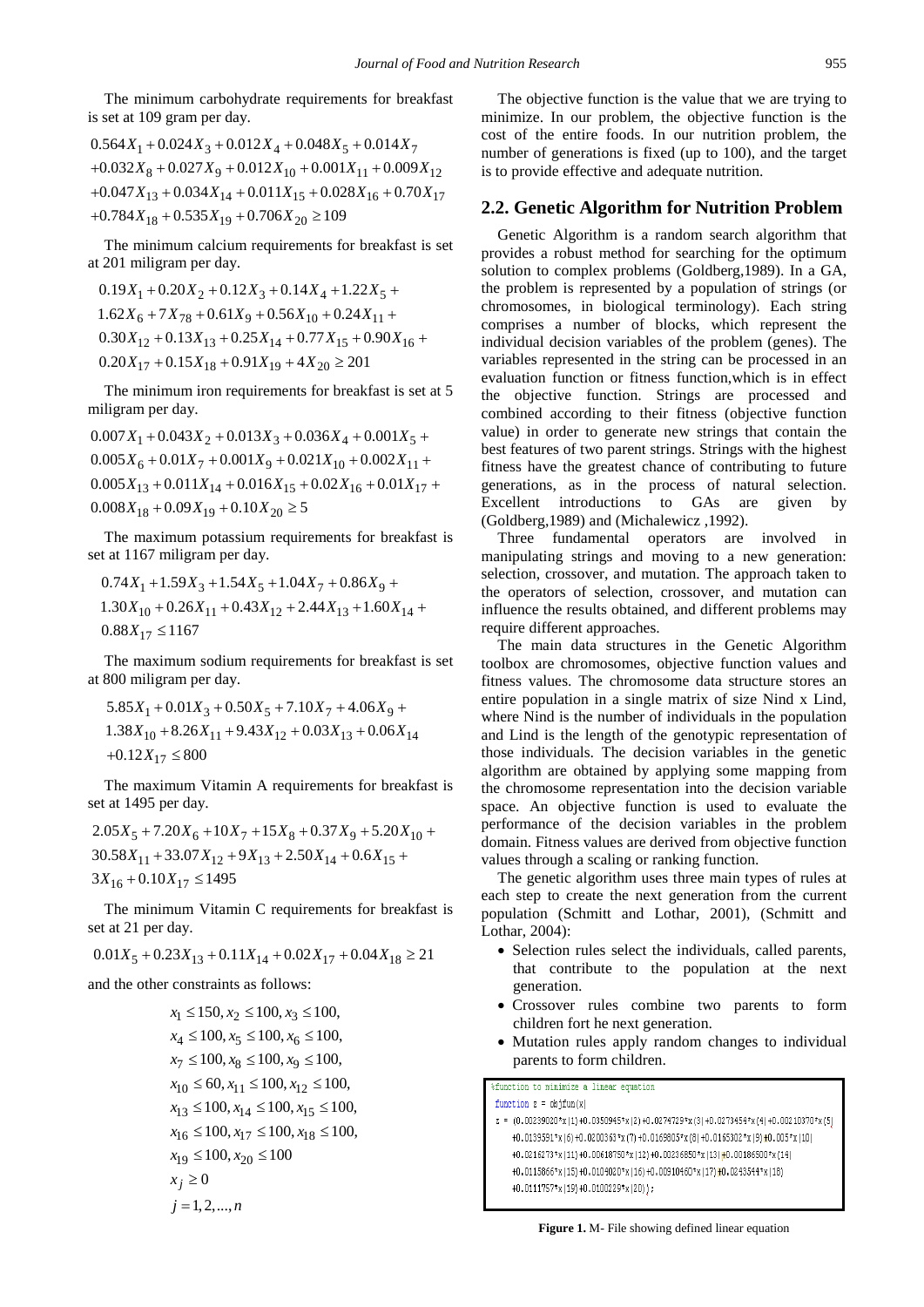The minimum carbohydrate requirements for breakfast is set at 109 gram per day.

$$0.564X_1 + 0.024X_3 + 0.012X_4 + 0.048X_5 + 0.014X_7 + 0.032X_8 + 0.027X_9 + 0.012X_{10} + 0.001X_{11} + 0.009X_{12} + 0.047X_{13} + 0.034X_{14} + 0.011X_{15} + 0.028X_{16} + 0.70X_{17} + 0.784X_{18} + 0.535X_{19} + 0.706X_{20} \geq 109$$

The minimum calcium requirements for breakfast is set at 201 miligram per day.

$$0.19X_1 + 0.20X_2 + 0.12X_3 + 0.14X_4 + 1.22X_5 + 1.62X_6 + 7X_{78} + 0.61X_9 + 0.56X_{10} + 0.24X_{11} + 0.30X_{12} + 0.13X_{13} + 0.25X_{14} + 0.77X_{15} + 0.90X_{16} + 0.20X_{17} + 0.15X_{18} + 0.91X_{19} + 4X_{20} \geq 201$$

The minimum iron requirements for breakfast is set at 5 miligram per day.

$$0.007X_1 + 0.043X_2 + 0.013X_3 + 0.036X_4 + 0.001X_5 + 0.005X_6 + 0.01X_7 + 0.001X_9 + 0.021X_{10} + 0.002X_{11} + 0.005X_{13} + 0.011X_{14} + 0.016X_{15} + 0.02X_{16} + 0.01X_{17} + 0.008X_{18} + 0.09X_{19} + 0.10X_{20} \geq 5$$

The maximum potassium requirements for breakfast is set at 1167 miligram per day.

$$0.74X_1 + 1.59X_3 + 1.54X_5 + 1.04X_7 + 0.86X_9 + 1.30X_{10} + 0.26X_{11} + 0.43X_{12} + 2.44X_{13} + 1.60X_{14} + 0.88X_{17} \leq 1167$$

The maximum sodium requirements for breakfast is set at 800 miligram per day.

$$5.85X_1 + 0.01X_3 + 0.50X_5 + 7.10X_7 + 4.06X_9 + 1.38X_{10} + 8.26X_{11} + 9.43X_{12} + 0.03X_{13} + 0.06X_{14} + 0.12X_{17} \leq 800$$

The maximum Vitamin A requirements for breakfast is set at 1495 per day.

$$2.05X_5 + 7.20X_6 + 10X_7 + 15X_8 + 0.37X_9 + 5.20X_{10} + 30.58X_{11} + 33.07X_{12} + 9X_{13} + 2.50X_{14} + 0.6X_{15} + 3X_{16} + 0.10X_{17} \leq 1495$$

The minimum Vitamin C requirements for breakfast is set at 21 per day.

$$0.01X_5 + 0.23X_{13} + 0.11X_{14} + 0.02X_{17} + 0.04X_{18} \geq 21$$

and the other constraints as follows:

$$\begin{aligned}
&x_1 \leq 150, x_2 \leq 100, x_3 \leq 100, \\
&x_4 \leq 100, x_5 \leq 100, x_6 \leq 100, \\
&x_7 \leq 100, x_8 \leq 100, x_9 \leq 100, \\
&x_{10} \leq 60, x_{11} \leq 100, x_{12} \leq 100, \\
&x_{13} \leq 100, x_{14} \leq 100, x_{15} \leq 100, \\
&x_{16} \leq 100, x_{17} \leq 100, x_{18} \leq 100, \\
&x_{19} \leq 100, x_{20} \leq 100 \\
&x_j \geq 0 \\
&j = 1, 2, \ldots, n
\end{aligned}$$

The objective function is the value that we are trying to minimize. In our problem, the objective function is the cost of the entire foods. In our nutrition problem, the number of generations is fixed (up to 100), and the target is to provide effective and adequate nutrition.

## 2.2. Genetic Algorithm for Nutrition Problem

Genetic Algorithm is a random search algorithm that provides a robust method for searching for the optimum solution to complex problems (Goldberg,1989). In a GA, the problem is represented by a population of strings (or chromosomes, in biological terminology). Each string comprises a number of blocks, which represent the individual decision variables of the problem (genes). The variables represented in the string can be processed in an evaluation function or fitness function,which is in effect the objective function. Strings are processed and combined according to their fitness (objective function value) in order to generate new strings that contain the best features of two parent strings. Strings with the highest fitness have the greatest chance of contributing to future generations, as in the process of natural selection. Excellent introductions to GAs are given by (Goldberg,1989) and (Michalewicz ,1992).

Three fundamental operators are involved in manipulating strings and moving to a new generation: selection, crossover, and mutation. The approach taken to the operators of selection, crossover, and mutation can influence the results obtained, and different problems may require different approaches.

The main data structures in the Genetic Algorithm toolbox are chromosomes, objective function values and fitness values. The chromosome data structure stores an entire population in a single matrix of size Nind x Lind, where Nind is the number of individuals in the population and Lind is the length of the genotypic representation of those individuals. The decision variables in the genetic algorithm are obtained by applying some mapping from the chromosome representation into the decision variable space. An objective function is used to evaluate the performance of the decision variables in the problem domain. Fitness values are derived from objective function values through a scaling or ranking function.

The genetic algorithm uses three main types of rules at each step to create the next generation from the current population (Schmitt and Lothar, 2001), (Schmitt and Lothar, 2004):

- Selection rules select the individuals, called parents, that contribute to the population at the next generation.
- Crossover rules combine two parents to form children fort he next generation.
- Mutation rules apply random changes to individual parents to form children.

```
%function to minimize a linear equation
function z = objfun(x)
z = (0.00239020*x(1)+0.0350945*x(2)+0.0274729*x(3)+0.0273454*x(4)+0.00210370*x(5)
    +0.0139591*x(6)+0.0200363*x(7)+0.0169805*x(8)+0.0165302*x(9)+0.005*x(10)
    +0.0216273*x(11)+0.00618750*x(12)+0.00236850*x(13)+0.00186500*x(14)
    +0.0115866*x(15)+0.0109020*x(16)+0.00910460*x(17)+0.0245544*x(18)
    +0.0111757*x(19)+0.0100229*x(20));
```

**Figure 1.** M- File showing defined linear equation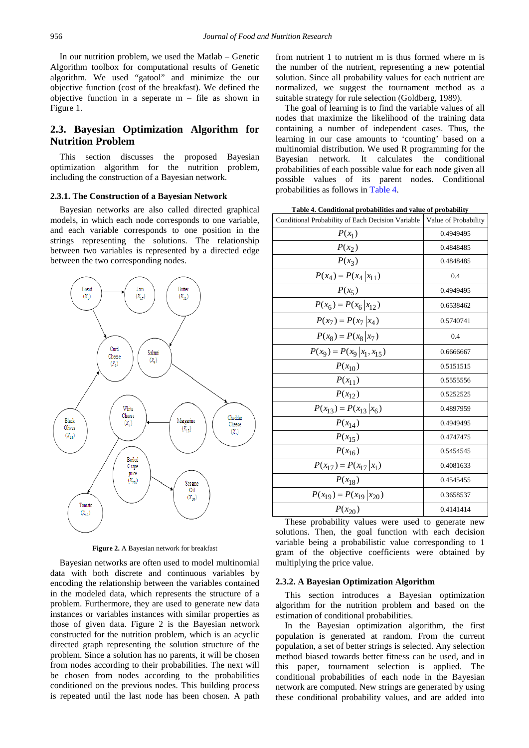In our nutrition problem, we used the Matlab – Genetic Algorithm toolbox for computational results of Genetic algorithm. We used "gatool" and minimize the our objective function (cost of the breakfast). We defined the objective function in a seperate m – file as shown in Figure 1.

## 2.3. Bayesian Optimization Algorithm for Nutrition Problem

This section discusses the proposed Bayesian optimization algorithm for the nutrition problem, including the construction of a Bayesian network.

### 2.3.1. The Construction of a Bayesian Network

Bayesian networks are also called directed graphical models, in which each node corresponds to one variable, and each variable corresponds to one position in the strings representing the solutions. The relationship between two variables is represented by a directed edge between the two corresponding nodes.

Bread ($X_1$)
Jam ($X_{17}$)
Butter ($X_{11}$)
Curd Cheese ($X_9$)
Salami ($X_4$)
Black Olives ($X_{15}$)
White Cheese ($X_6$)
Margarine ($X_{12}$)
Cheddar Cheese ($X_7$)
Boiled Grape juice ($X_{20}$)
Sesame Oil ($X_{19}$)
Tomato ($X_{13}$)

**Figure 2.** A Bayesian network for breakfast

Bayesian networks are often used to model multinomial data with both discrete and continuous variables by encoding the relationship between the variables contained in the modeled data, which represents the structure of a problem. Furthermore, they are used to generate new data instances or variables instances with similar properties as those of given data. Figure 2 is the Bayesian network constructed for the nutrition problem, which is an acyclic directed graph representing the solution structure of the problem. Since a solution has no parents, it will be chosen from nodes according to their probabilities. The next will be chosen from nodes according to the probabilities conditioned on the previous nodes. This building process is repeated until the last node has been chosen. A path from nutrient 1 to nutrient m is thus formed where m is the number of the nutrient, representing a new potential solution. Since all probability values for each nutrient are normalized, we suggest the tournament method as a suitable strategy for rule selection (Goldberg, 1989).

The goal of learning is to find the variable values of all nodes that maximize the likelihood of the training data containing a number of independent cases. Thus, the learning in our case amounts to 'counting' based on a multinomial distribution. We used R programming for the Bayesian network. It calculates the conditional probabilities of each possible value for each node given all possible values of its parent nodes. Conditional probabilities as follows in Table 4.

**Table 4. Conditional probabilities and value of probability**

| Conditional Probability of Each Decision Variable | Value of Probability |
|---|---|
| $P(x_1)$ | 0.4949495 |
| $P(x_2)$ | 0.4848485 |
| $P(x_3)$ | 0.4848485 |
| $P(x_4) = P(x_4 \mid x_{11})$ | 0.4 |
| $P(x_5)$ | 0.4949495 |
| $P(x_6) = P(x_6 \mid x_{12})$ | 0.6538462 |
| $P(x_7) = P(x_7 \mid x_4)$ | 0.5740741 |
| $P(x_8) = P(x_8 \mid x_7)$ | 0.4 |
| $P(x_9) = P(x_9 \mid x_1, x_{15})$ | 0.6666667 |
| $P(x_{10})$ | 0.5151515 |
| $P(x_{11})$ | 0.5555556 |
| $P(x_{12})$ | 0.5252525 |
| $P(x_{13}) = P(x_{13} \mid x_6)$ | 0.4897959 |
| $P(x_{14})$ | 0.4949495 |
| $P(x_{15})$ | 0.4747475 |
| $P(x_{16})$ | 0.5454545 |
| $P(x_{17}) = P(x_{17} \mid x_1)$ | 0.4081633 |
| $P(x_{18})$ | 0.4545455 |
| $P(x_{19}) = P(x_{19} \mid x_{20})$ | 0.3658537 |
| $P(x_{20})$ | 0.4141414 |

These probability values were used to generate new solutions. Then, the goal function with each decision variable being a probabilistic value corresponding to 1 gram of the objective coefficients were obtained by multiplying the price value.

### 2.3.2. A Bayesian Optimization Algorithm

This section introduces a Bayesian optimization algorithm for the nutrition problem and based on the estimation of conditional probabilities.

In the Bayesian optimization algorithm, the first population is generated at random. From the current population, a set of better strings is selected. Any selection method biased towards better fitness can be used, and in this paper, tournament selection is applied. The conditional probabilities of each node in the Bayesian network are computed. New strings are generated by using these conditional probability values, and are added into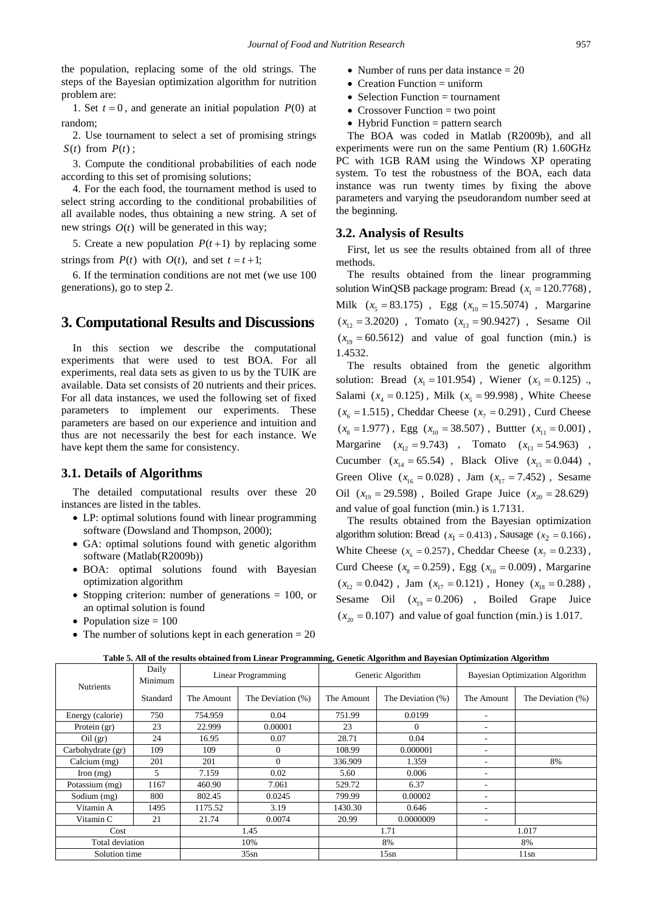the population, replacing some of the old strings. The steps of the Bayesian optimization algorithm for nutrition problem are:

1. Set $t = 0$, and generate an initial population $P(0)$ at random;

2. Use tournament to select a set of promising strings $S(t)$ from $P(t)$;

3. Compute the conditional probabilities of each node according to this set of promising solutions;

4. For the each food, the tournament method is used to select string according to the conditional probabilities of all available nodes, thus obtaining a new string. A set of new strings $O(t)$ will be generated in this way;

5. Create a new population $P(t+1)$ by replacing some strings from $P(t)$ with $O(t)$, and set $t = t+1$;

6. If the termination conditions are not met (we use 100 generations), go to step 2.

# 3. Computational Results and Discussions

In this section we describe the computational experiments that were used to test BOA. For all experiments, real data sets as given to us by the TUIK are available. Data set consists of 20 nutrients and their prices. For all data instances, we used the following set of fixed parameters to implement our experiments. These parameters are based on our experience and intuition and thus are not necessarily the best for each instance. We have kept them the same for consistency.

## 3.1. Details of Algorithms

The detailed computational results over these 20 instances are listed in the tables.

- LP: optimal solutions found with linear programming software (Dowsland and Thompson, 2000);
- GA: optimal solutions found with genetic algorithm software (Matlab(R2009b))
- BOA: optimal solutions found with Bayesian optimization algorithm
- Stopping criterion: number of generations = 100, or an optimal solution is found
- Population size = 100
- The number of solutions kept in each generation = 20
- Number of runs per data instance = 20
- Creation Function = uniform
- Selection Function = tournament
- Crossover Function = two point
- Hybrid Function = pattern search

The BOA was coded in Matlab (R2009b), and all experiments were run on the same Pentium (R) 1.60GHz PC with 1GB RAM using the Windows XP operating system. To test the robustness of the BOA, each data instance was run twenty times by fixing the above parameters and varying the pseudorandom number seed at the beginning.

## 3.2. Analysis of Results

First, let us see the results obtained from all of three methods.

The results obtained from the linear programming solution WinQSB package program: Bread $(x_1 = 120.7768)$, Milk $(x_5 = 83.175)$, Egg $(x_{10} = 15.5074)$, Margarine $(x_{12} = 3.2020)$, Tomato $(x_{13} = 90.9427)$, Sesame Oil $(x_{19} = 60.5612)$ and value of goal function (min.) is 1.4532.

The results obtained from the genetic algorithm solution: Bread $(x_1 = 101.954)$, Wiener $(x_3 = 0.125)$ ., Salami $(x_4 = 0.125)$, Milk $(x_5 = 99.998)$, White Cheese $(x_6 = 1.515)$, Cheddar Cheese $(x_7 = 0.291)$, Curd Cheese $(x_8 = 1.977)$, Egg $(x_{10} = 38.507)$, Buttter $(x_{11} = 0.001)$, Margarine $(x_{12} = 9.743)$, Tomato $(x_{13} = 54.963)$, Cucumber $(x_{14} = 65.54)$, Black Olive $(x_{15} = 0.044)$, Green Olive $(x_{16} = 0.028)$, Jam $(x_{17} = 7.452)$, Sesame Oil $(x_{19} = 29.598)$, Boiled Grape Juice $(x_{20} = 28.629)$ and value of goal function (min.) is 1.7131.

The results obtained from the Bayesian optimization algorithm solution: Bread $(x_1 = 0.413)$, Sausage $(x_2 = 0.166)$, White Cheese $(x_6 = 0.257)$, Cheddar Cheese $(x_7 = 0.233)$, Curd Cheese $(x_8 = 0.259)$, Egg $(x_{10} = 0.009)$, Margarine $(x_{12} = 0.042)$, Jam $(x_{17} = 0.121)$, Honey $(x_{18} = 0.288)$, Sesame Oil $(x_{19} = 0.206)$, Boiled Grape Juice $(x_{20} = 0.107)$ and value of goal function (min.) is 1.017.

**Table 5. All of the results obtained from Linear Programming, Genetic Algorithm and Bayesian Optimization Algorithm**

| Nutrients | Daily Minimum | Linear Programming | | Genetic Algorithm | | Bayesian Optimization Algorithm | |
|---|---|---|---|---|---|---|---|
| | Standard | The Amount | The Deviation (%) | The Amount | The Deviation (%) | The Amount | The Deviation (%) |
| Energy (calorie) | 750 | 754.959 | 0.04 | 751.99 | 0.0199 | - | |
| Protein (gr) | 23 | 22.999 | 0.00001 | 23 | 0 | - | |
| Oil (gr) | 24 | 16.95 | 0.07 | 28.71 | 0.04 | - | |
| Carbohydrate (gr) | 109 | 109 | 0 | 108.99 | 0.000001 | - | |
| Calcium (mg) | 201 | 201 | 0 | 336.909 | 1.359 | - | 8% |
| Iron (mg) | 5 | 7.159 | 0.02 | 5.60 | 0.006 | - | |
| Potassium (mg) | 1167 | 460.90 | 7.061 | 529.72 | 6.37 | - | |
| Sodium (mg) | 800 | 802.45 | 0.0245 | 799.99 | 0.00002 | - | |
| Vitamin A | 1495 | 1175.52 | 3.19 | 1430.30 | 0.646 | - | |
| Vitamin C | 21 | 21.74 | 0.0074 | 20.99 | 0.0000009 | - | |
| Cost | | 1.45 | | 1.71 | | 1.017 | |
| Total deviation | | 10% | | 8% | | 8% | |
| Solution time | | 35sn | | 15sn | | 11sn | |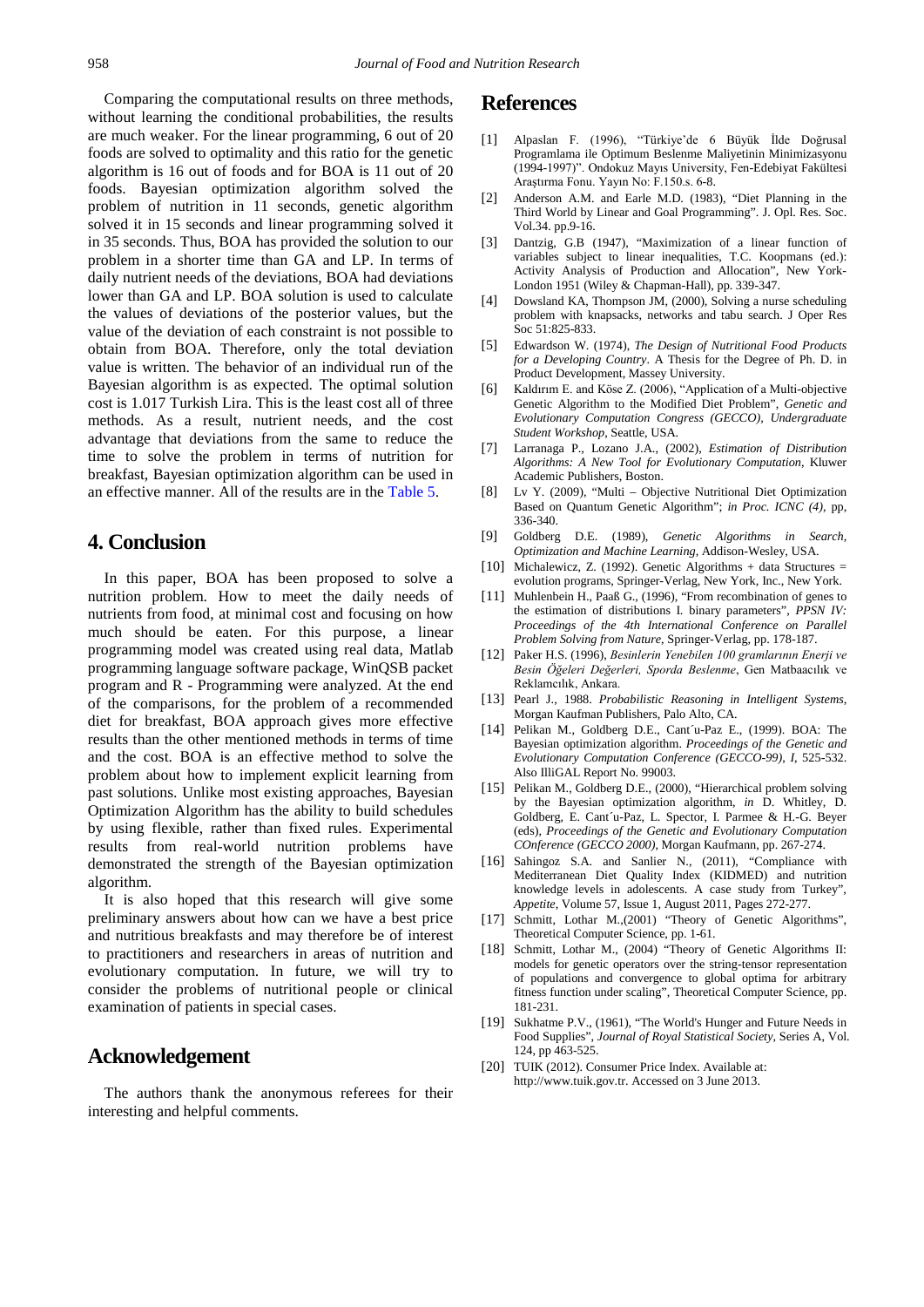Comparing the computational results on three methods, without learning the conditional probabilities, the results are much weaker. For the linear programming, 6 out of 20 foods are solved to optimality and this ratio for the genetic algorithm is 16 out of foods and for BOA is 11 out of 20 foods. Bayesian optimization algorithm solved the problem of nutrition in 11 seconds, genetic algorithm solved it in 15 seconds and linear programming solved it in 35 seconds. Thus, BOA has provided the solution to our problem in a shorter time than GA and LP. In terms of daily nutrient needs of the deviations, BOA had deviations lower than GA and LP. BOA solution is used to calculate the values of deviations of the posterior values, but the value of the deviation of each constraint is not possible to obtain from BOA. Therefore, only the total deviation value is written. The behavior of an individual run of the Bayesian algorithm is as expected. The optimal solution cost is 1.017 Turkish Lira. This is the least cost all of three methods. As a result, nutrient needs, and the cost advantage that deviations from the same to reduce the time to solve the problem in terms of nutrition for breakfast, Bayesian optimization algorithm can be used in an effective manner. All of the results are in the Table 5.

## 4. Conclusion

In this paper, BOA has been proposed to solve a nutrition problem. How to meet the daily needs of nutrients from food, at minimal cost and focusing on how much should be eaten. For this purpose, a linear programming model was created using real data, Matlab programming language software package, WinQSB packet program and R - Programming were analyzed. At the end of the comparisons, for the problem of a recommended diet for breakfast, BOA approach gives more effective results than the other mentioned methods in terms of time and the cost. BOA is an effective method to solve the problem about how to implement explicit learning from past solutions. Unlike most existing approaches, Bayesian Optimization Algorithm has the ability to build schedules by using flexible, rather than fixed rules. Experimental results from real-world nutrition problems have demonstrated the strength of the Bayesian optimization algorithm.

It is also hoped that this research will give some preliminary answers about how can we have a best price and nutritious breakfasts and may therefore be of interest to practitioners and researchers in areas of nutrition and evolutionary computation. In future, we will try to consider the problems of nutritional people or clinical examination of patients in special cases.

## Acknowledgement

The authors thank the anonymous referees for their interesting and helpful comments.

## References

[1] Alpaslan F. (1996), "Türkiye'de 6 Büyük İlde Doğrusal Programlama ile Optimum Beslenme Maliyetinin Minimizasyonu (1994-1997)". Ondokuz Mayıs University, Fen-Edebiyat Fakültesi Araştırma Fonu. Yayın No: F.150.s. 6-8.

[2] Anderson A.M. and Earle M.D. (1983), "Diet Planning in the Third World by Linear and Goal Programming". J. Opl. Res. Soc. Vol.34. pp.9-16.

[3] Dantzig, G.B (1947), "Maximization of a linear function of variables subject to linear inequalities, T.C. Koopmans (ed.): Activity Analysis of Production and Allocation", New York-London 1951 (Wiley & Chapman-Hall), pp. 339-347.

[4] Dowsland KA, Thompson JM, (2000), Solving a nurse scheduling problem with knapsacks, networks and tabu search. J Oper Res Soc 51:825-833.

[5] Edwardson W. (1974), *The Design of Nutritional Food Products for a Developing Country*. A Thesis for the Degree of Ph. D. in Product Development, Massey University.

[6] Kaldırım E. and Köse Z. (2006), "Application of a Multi-objective Genetic Algorithm to the Modified Diet Problem", *Genetic and Evolutionary Computation Congress (GECCO), Undergraduate Student Workshop*, Seattle, USA.

[7] Larranaga P., Lozano J.A., (2002), *Estimation of Distribution Algorithms: A New Tool for Evolutionary Computation*, Kluwer Academic Publishers, Boston.

[8] Lv Y. (2009), "Multi – Objective Nutritional Diet Optimization Based on Quantum Genetic Algorithm"; *in Proc. ICNC (4)*, pp, 336-340.

[9] Goldberg D.E. (1989), *Genetic Algorithms in Search, Optimization and Machine Learning*, Addison-Wesley, USA.

[10] Michalewicz, Z. (1992). Genetic Algorithms + data Structures = evolution programs, Springer-Verlag, New York, Inc., New York.

[11] Muhlenbein H., Paaß G., (1996), "From recombination of genes to the estimation of distributions I. binary parameters", *PPSN IV: Proceedings of the 4th International Conference on Parallel Problem Solving from Nature*, Springer-Verlag, pp. 178-187.

[12] Paker H.S. (1996), *Besinlerin Yenebilen 100 gramlarının Enerji ve Besin Öğeleri Değerleri, Sporda Beslenme*, Gen Matbaacılık ve Reklamcılık, Ankara.

[13] Pearl J., 1988. *Probabilistic Reasoning in Intelligent Systems*, Morgan Kaufman Publishers, Palo Alto, CA.

[14] Pelikan M., Goldberg D.E., Cant´u-Paz E., (1999). BOA: The Bayesian optimization algorithm. *Proceedings of the Genetic and Evolutionary Computation Conference (GECCO-99), I*, 525-532. Also IlliGAL Report No. 99003.

[15] Pelikan M., Goldberg D.E., (2000), "Hierarchical problem solving by the Bayesian optimization algorithm, *in* D. Whitley, D. Goldberg, E. Cant´u-Paz, L. Spector, I. Parmee & H.-G. Beyer (eds), *Proceedings of the Genetic and Evolutionary Computation COnference (GECCO 2000)*, Morgan Kaufmann, pp. 267-274.

[16] Sahingoz S.A. and Sanlier N., (2011), "Compliance with Mediterranean Diet Quality Index (KIDMED) and nutrition knowledge levels in adolescents. A case study from Turkey", *Appetite*, Volume 57, Issue 1, August 2011, Pages 272-277.

[17] Schmitt, Lothar M.,(2001) "Theory of Genetic Algorithms", Theoretical Computer Science, pp. 1-61.

[18] Schmitt, Lothar M., (2004) "Theory of Genetic Algorithms II: models for genetic operators over the string-tensor representation of populations and convergence to global optima for arbitrary fitness function under scaling", Theoretical Computer Science, pp. 181-231.

[19] Sukhatme P.V., (1961), "The World's Hunger and Future Needs in Food Supplies", *Journal of Royal Statistical Society*, Series A, Vol. 124, pp 463-525.

[20] TUIK (2012). Consumer Price Index. Available at: http://www.tuik.gov.tr. Accessed on 3 June 2013.